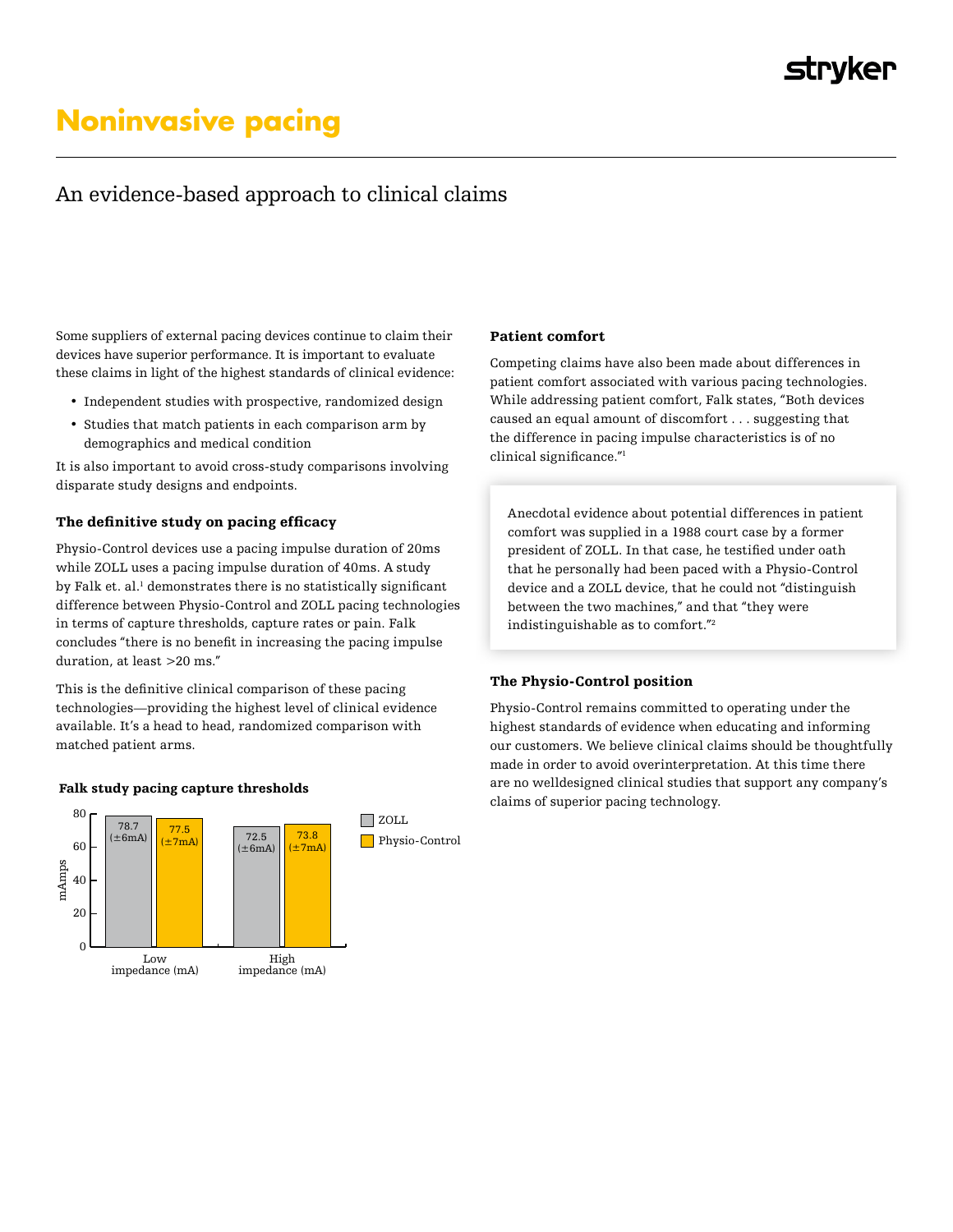# Noninvasive pacing

## An evidence-based approach to clinical claims

Some suppliers of external pacing devices continue to claim their devices have superior performance. It is important to evaluate these claims in light of the highest standards of clinical evidence:

- Independent studies with prospective, randomized design
- Studies that match patients in each comparison arm by demographics and medical condition

It is also important to avoid cross-study comparisons involving disparate study designs and endpoints.

### The definitive study on pacing efficacy

Physio-Control devices use a pacing impulse duration of 20ms while ZOLL uses a pacing impulse duration of 40ms. A study by Falk et. al.[1] demonstrates there is no statistically significant difference between Physio-Control and ZOLL pacing technologies in terms of capture thresholds, capture rates or pain. Falk concludes "there is no benefit in increasing the pacing impulse duration, at least >20 ms."

This is the definitive clinical comparison of these pacing technologies—providing the highest level of clinical evidence available. It's a head to head, randomized comparison with matched patient arms.

**Falk study pacing capture thresholds**

| mAmps | ZOLL | Physio-Control |
|---|---|---|
| Low impedance (mA) | 78.7 (±6mA) | 77.5 (±7mA) |
| High impedance (mA) | 72.5 (±6mA) | 73.8 (±7mA) |

### Patient comfort

Competing claims have also been made about differences in patient comfort associated with various pacing technologies. While addressing patient comfort, Falk states, "Both devices caused an equal amount of discomfort . . . suggesting that the difference in pacing impulse characteristics is of no clinical significance."[1]

Anecdotal evidence about potential differences in patient comfort was supplied in a 1988 court case by a former president of ZOLL. In that case, he testified under oath that he personally had been paced with a Physio-Control device and a ZOLL device, that he could not "distinguish between the two machines," and that "they were indistinguishable as to comfort."[2]

### The Physio-Control position

Physio-Control remains committed to operating under the highest standards of evidence when educating and informing our customers. We believe clinical claims should be thoughtfully made in order to avoid overinterpretation. At this time there are no welldesigned clinical studies that support any company's claims of superior pacing technology.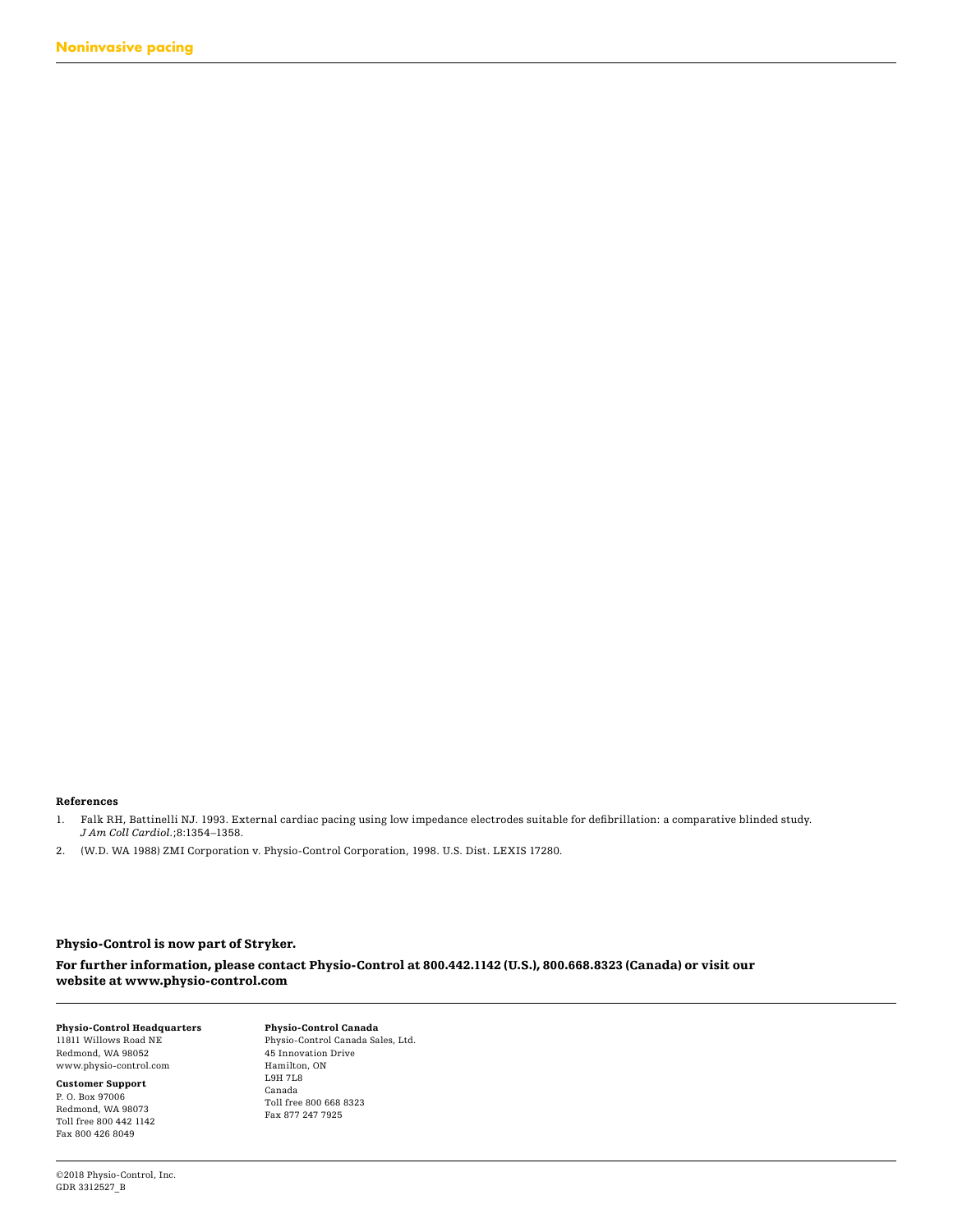**References**

1. Falk RH, Battinelli NJ. 1993. External cardiac pacing using low impedance electrodes suitable for defibrillation: a comparative blinded study. *J Am Coll Cardiol.*;8:1354–1358.
2. (W.D. WA 1988) ZMI Corporation v. Physio-Control Corporation, 1998. U.S. Dist. LEXIS 17280.

**Physio-Control is now part of Stryker.**

**For further information, please contact Physio-Control at 800.442.1142 (U.S.), 800.668.8323 (Canada) or visit our website at www.physio-control.com**

**Physio-Control Headquarters**
11811 Willows Road NE
Redmond, WA 98052
www.physio-control.com

**Customer Support**
P. O. Box 97006
Redmond, WA 98073
Toll free 800 442 1142
Fax 800 426 8049

**Physio-Control Canada**
Physio-Control Canada Sales, Ltd.
45 Innovation Drive
Hamilton, ON
L9H 7L8
Canada
Toll free 800 668 8323
Fax 877 247 7925

©2018 Physio-Control, Inc.
GDR 3312527_B